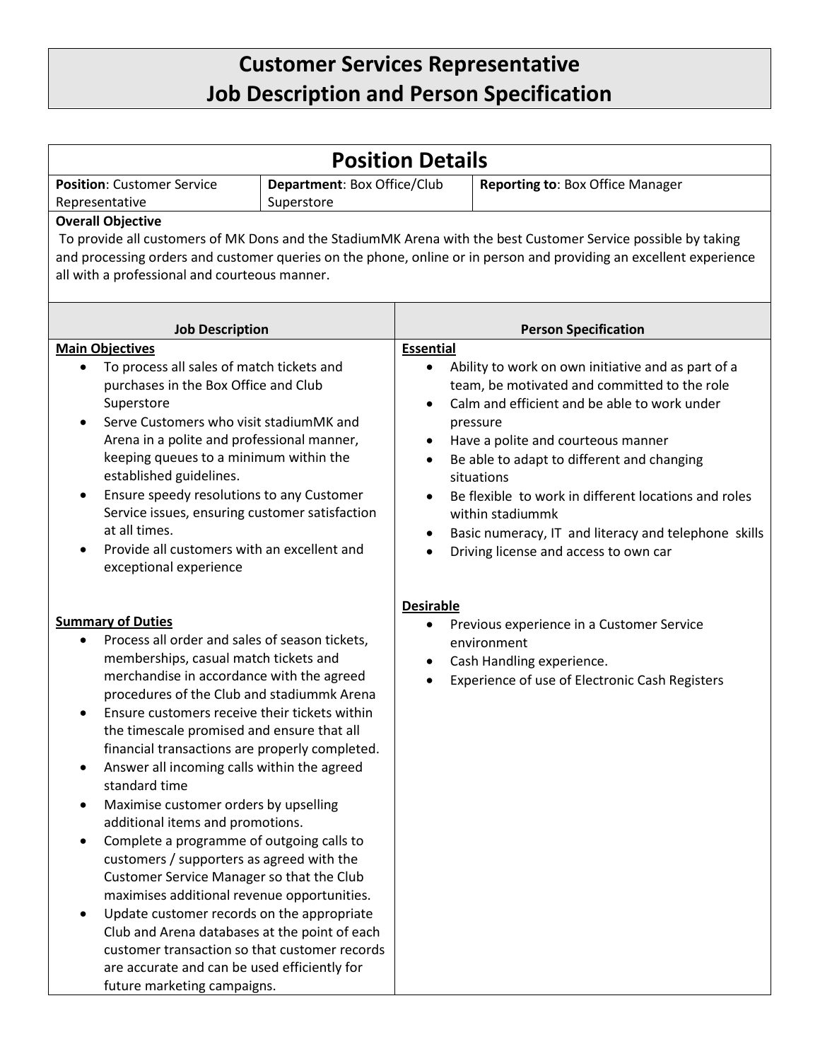# Customer Services Representative
# Job Description and Person Specification

## Position Details

| **Position**: Customer Service Representative | **Department**: Box Office/Club Superstore | **Reporting to**: Box Office Manager |
|---|---|---|

**Overall Objective**

To provide all customers of MK Dons and the StadiumMK Arena with the best Customer Service possible by taking and processing orders and customer queries on the phone, online or in person and providing an excellent experience all with a professional and courteous manner.

## Job Description

**Main Objectives**

- To process all sales of match tickets and purchases in the Box Office and Club Superstore
- Serve Customers who visit stadiumMK and Arena in a polite and professional manner, keeping queues to a minimum within the established guidelines.
- Ensure speedy resolutions to any Customer Service issues, ensuring customer satisfaction at all times.
- Provide all customers with an excellent and exceptional experience

**Summary of Duties**

- Process all order and sales of season tickets, memberships, casual match tickets and merchandise in accordance with the agreed procedures of the Club and stadiummk Arena
- Ensure customers receive their tickets within the timescale promised and ensure that all financial transactions are properly completed.
- Answer all incoming calls within the agreed standard time
- Maximise customer orders by upselling additional items and promotions.
- Complete a programme of outgoing calls to customers / supporters as agreed with the Customer Service Manager so that the Club maximises additional revenue opportunities.
- Update customer records on the appropriate Club and Arena databases at the point of each customer transaction so that customer records are accurate and can be used efficiently for future marketing campaigns.

## Person Specification

**Essential**

- Ability to work on own initiative and as part of a team, be motivated and committed to the role
- Calm and efficient and be able to work under pressure
- Have a polite and courteous manner
- Be able to adapt to different and changing situations
- Be flexible to work in different locations and roles within stadiummk
- Basic numeracy, IT and literacy and telephone skills
- Driving license and access to own car

**Desirable**

- Previous experience in a Customer Service environment
- Cash Handling experience.
- Experience of use of Electronic Cash Registers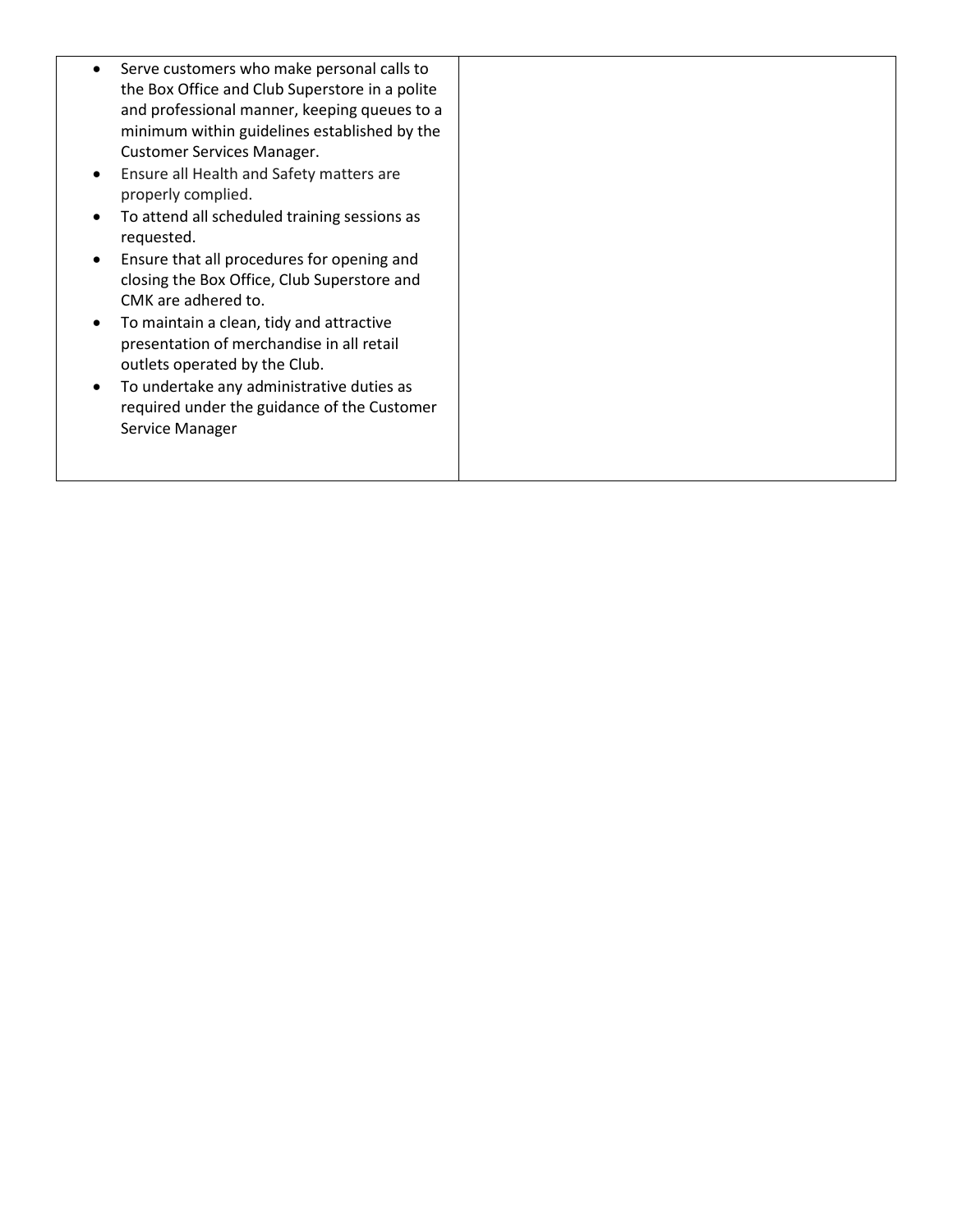| | |
|---|---|
| • Serve customers who make personal calls to the Box Office and Club Superstore in a polite and professional manner, keeping queues to a minimum within guidelines established by the Customer Services Manager.<br>• Ensure all Health and Safety matters are properly complied.<br>• To attend all scheduled training sessions as requested.<br>• Ensure that all procedures for opening and closing the Box Office, Club Superstore and CMK are adhered to.<br>• To maintain a clean, tidy and attractive presentation of merchandise in all retail outlets operated by the Club.<br>• To undertake any administrative duties as required under the guidance of the Customer Service Manager | |